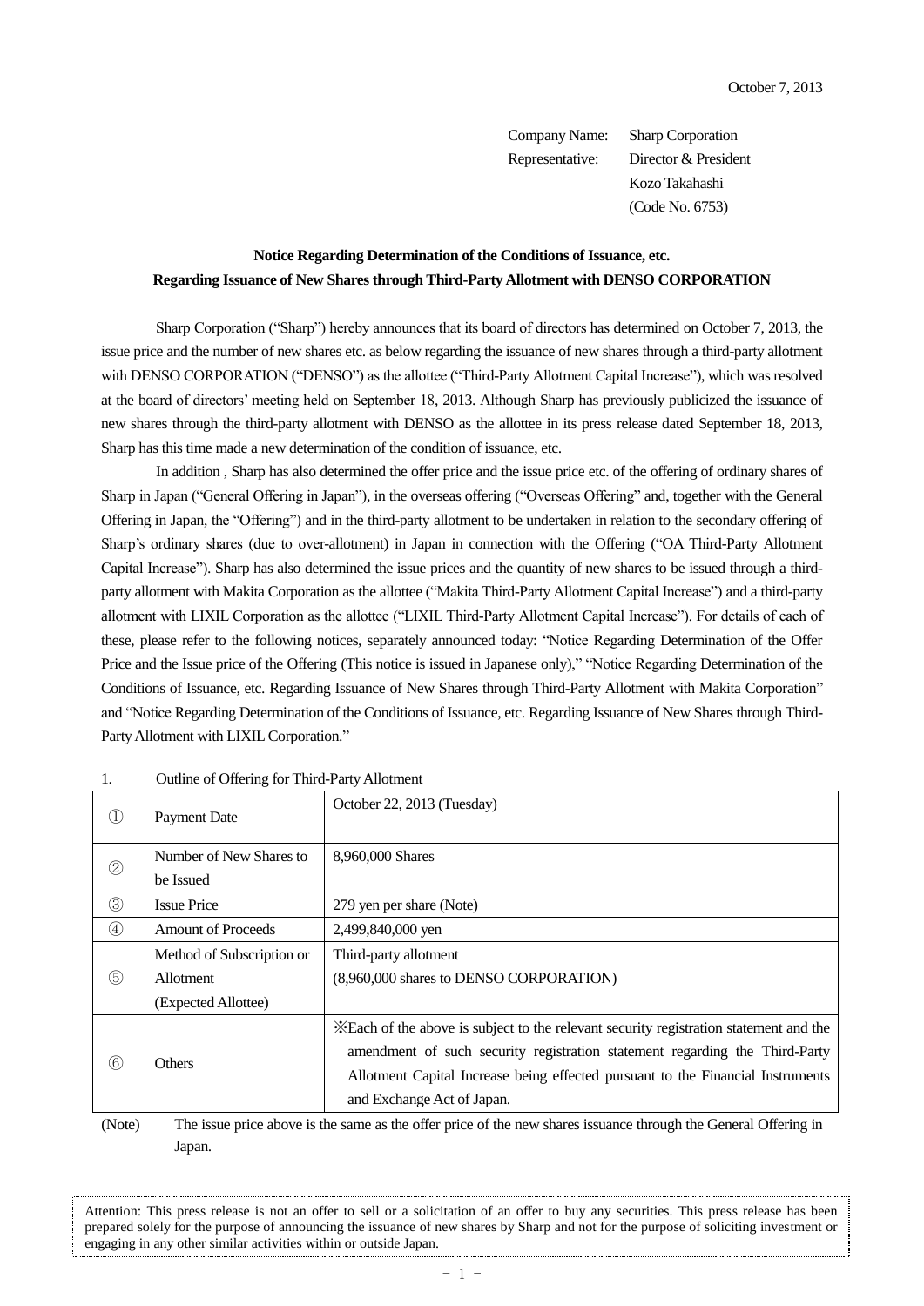October 7, 2013

Company Name: Sharp Corporation
Representative: Director & President
Kozo Takahashi
(Code No. 6753)

**Notice Regarding Determination of the Conditions of Issuance, etc. Regarding Issuance of New Shares through Third-Party Allotment with DENSO CORPORATION**

Sharp Corporation ("Sharp") hereby announces that its board of directors has determined on October 7, 2013, the issue price and the number of new shares etc. as below regarding the issuance of new shares through a third-party allotment with DENSO CORPORATION ("DENSO") as the allottee ("Third-Party Allotment Capital Increase"), which was resolved at the board of directors' meeting held on September 18, 2013. Although Sharp has previously publicized the issuance of new shares through the third-party allotment with DENSO as the allottee in its press release dated September 18, 2013, Sharp has this time made a new determination of the condition of issuance, etc.

In addition , Sharp has also determined the offer price and the issue price etc. of the offering of ordinary shares of Sharp in Japan ("General Offering in Japan"), in the overseas offering ("Overseas Offering" and, together with the General Offering in Japan, the "Offering") and in the third-party allotment to be undertaken in relation to the secondary offering of Sharp's ordinary shares (due to over-allotment) in Japan in connection with the Offering ("OA Third-Party Allotment Capital Increase"). Sharp has also determined the issue prices and the quantity of new shares to be issued through a third-party allotment with Makita Corporation as the allottee ("Makita Third-Party Allotment Capital Increase") and a third-party allotment with LIXIL Corporation as the allottee ("LIXIL Third-Party Allotment Capital Increase"). For details of each of these, please refer to the following notices, separately announced today: "Notice Regarding Determination of the Offer Price and the Issue price of the Offering (This notice is issued in Japanese only)," "Notice Regarding Determination of the Conditions of Issuance, etc. Regarding Issuance of New Shares through Third-Party Allotment with Makita Corporation" and "Notice Regarding Determination of the Conditions of Issuance, etc. Regarding Issuance of New Shares through Third-Party Allotment with LIXIL Corporation."

1. Outline of Offering for Third-Party Allotment

| | | |
|---|---|---|
| ① | Payment Date | October 22, 2013 (Tuesday) |
| ② | Number of New Shares to be Issued | 8,960,000 Shares |
| ③ | Issue Price | 279 yen per share (Note) |
| ④ | Amount of Proceeds | 2,499,840,000 yen |
| ⑤ | Method of Subscription or Allotment (Expected Allottee) | Third-party allotment (8,960,000 shares to DENSO CORPORATION) |
| ⑥ | Others | ※Each of the above is subject to the relevant security registration statement and the amendment of such security registration statement regarding the Third-Party Allotment Capital Increase being effected pursuant to the Financial Instruments and Exchange Act of Japan. |

(Note) The issue price above is the same as the offer price of the new shares issuance through the General Offering in Japan.

Attention: This press release is not an offer to sell or a solicitation of an offer to buy any securities. This press release has been prepared solely for the purpose of announcing the issuance of new shares by Sharp and not for the purpose of soliciting investment or engaging in any other similar activities within or outside Japan.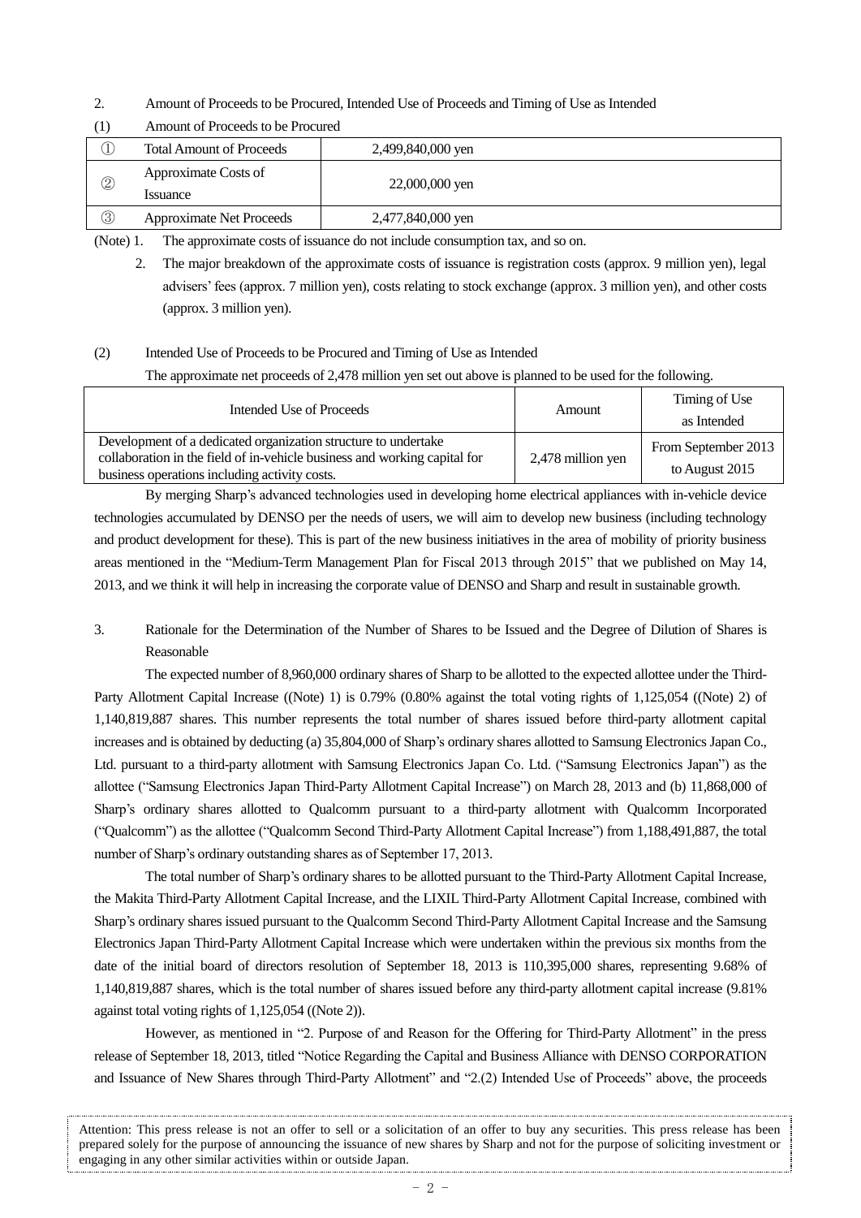2. Amount of Proceeds to be Procured, Intended Use of Proceeds and Timing of Use as Intended

(1) Amount of Proceeds to be Procured

| | | |
|---|---|---|
| ① | Total Amount of Proceeds | 2,499,840,000 yen |
| ② | Approximate Costs of Issuance | 22,000,000 yen |
| ③ | Approximate Net Proceeds | 2,477,840,000 yen |

(Note) 1. The approximate costs of issuance do not include consumption tax, and so on.

2. The major breakdown of the approximate costs of issuance is registration costs (approx. 9 million yen), legal advisers' fees (approx. 7 million yen), costs relating to stock exchange (approx. 3 million yen), and other costs (approx. 3 million yen).

(2) Intended Use of Proceeds to be Procured and Timing of Use as Intended

The approximate net proceeds of 2,478 million yen set out above is planned to be used for the following.

| Intended Use of Proceeds | Amount | Timing of Use as Intended |
|---|---|---|
| Development of a dedicated organization structure to undertake collaboration in the field of in-vehicle business and working capital for business operations including activity costs. | 2,478 million yen | From September 2013 to August 2015 |

By merging Sharp's advanced technologies used in developing home electrical appliances with in-vehicle device technologies accumulated by DENSO per the needs of users, we will aim to develop new business (including technology and product development for these). This is part of the new business initiatives in the area of mobility of priority business areas mentioned in the "Medium-Term Management Plan for Fiscal 2013 through 2015" that we published on May 14, 2013, and we think it will help in increasing the corporate value of DENSO and Sharp and result in sustainable growth.

3. Rationale for the Determination of the Number of Shares to be Issued and the Degree of Dilution of Shares is Reasonable

The expected number of 8,960,000 ordinary shares of Sharp to be allotted to the expected allottee under the Third-Party Allotment Capital Increase ((Note) 1) is 0.79% (0.80% against the total voting rights of 1,125,054 ((Note) 2) of 1,140,819,887 shares. This number represents the total number of shares issued before third-party allotment capital increases and is obtained by deducting (a) 35,804,000 of Sharp's ordinary shares allotted to Samsung Electronics Japan Co., Ltd. pursuant to a third-party allotment with Samsung Electronics Japan Co. Ltd. ("Samsung Electronics Japan") as the allottee ("Samsung Electronics Japan Third-Party Allotment Capital Increase") on March 28, 2013 and (b) 11,868,000 of Sharp's ordinary shares allotted to Qualcomm pursuant to a third-party allotment with Qualcomm Incorporated ("Qualcomm") as the allottee ("Qualcomm Second Third-Party Allotment Capital Increase") from 1,188,491,887, the total number of Sharp's ordinary outstanding shares as of September 17, 2013.

The total number of Sharp's ordinary shares to be allotted pursuant to the Third-Party Allotment Capital Increase, the Makita Third-Party Allotment Capital Increase, and the LIXIL Third-Party Allotment Capital Increase, combined with Sharp's ordinary shares issued pursuant to the Qualcomm Second Third-Party Allotment Capital Increase and the Samsung Electronics Japan Third-Party Allotment Capital Increase which were undertaken within the previous six months from the date of the initial board of directors resolution of September 18, 2013 is 110,395,000 shares, representing 9.68% of 1,140,819,887 shares, which is the total number of shares issued before any third-party allotment capital increase (9.81% against total voting rights of 1,125,054 ((Note 2)).

However, as mentioned in "2. Purpose of and Reason for the Offering for Third-Party Allotment" in the press release of September 18, 2013, titled "Notice Regarding the Capital and Business Alliance with DENSO CORPORATION and Issuance of New Shares through Third-Party Allotment" and "2.(2) Intended Use of Proceeds" above, the proceeds

Attention: This press release is not an offer to sell or a solicitation of an offer to buy any securities. This press release has been prepared solely for the purpose of announcing the issuance of new shares by Sharp and not for the purpose of soliciting investment or engaging in any other similar activities within or outside Japan.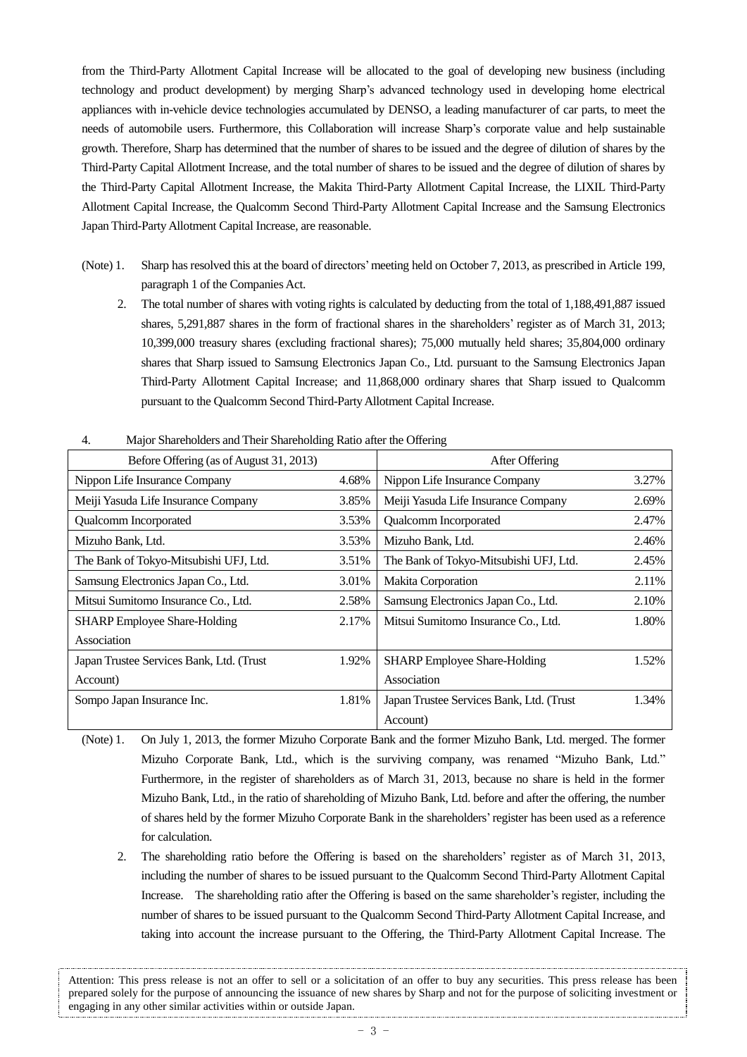from the Third-Party Allotment Capital Increase will be allocated to the goal of developing new business (including technology and product development) by merging Sharp's advanced technology used in developing home electrical appliances with in-vehicle device technologies accumulated by DENSO, a leading manufacturer of car parts, to meet the needs of automobile users. Furthermore, this Collaboration will increase Sharp's corporate value and help sustainable growth. Therefore, Sharp has determined that the number of shares to be issued and the degree of dilution of shares by the Third-Party Capital Allotment Increase, and the total number of shares to be issued and the degree of dilution of shares by the Third-Party Capital Allotment Increase, the Makita Third-Party Allotment Capital Increase, the LIXIL Third-Party Allotment Capital Increase, the Qualcomm Second Third-Party Allotment Capital Increase and the Samsung Electronics Japan Third-Party Allotment Capital Increase, are reasonable.

(Note) 1. Sharp has resolved this at the board of directors' meeting held on October 7, 2013, as prescribed in Article 199, paragraph 1 of the Companies Act.

2. The total number of shares with voting rights is calculated by deducting from the total of 1,188,491,887 issued shares, 5,291,887 shares in the form of fractional shares in the shareholders' register as of March 31, 2013; 10,399,000 treasury shares (excluding fractional shares); 75,000 mutually held shares; 35,804,000 ordinary shares that Sharp issued to Samsung Electronics Japan Co., Ltd. pursuant to the Samsung Electronics Japan Third-Party Allotment Capital Increase; and 11,868,000 ordinary shares that Sharp issued to Qualcomm pursuant to the Qualcomm Second Third-Party Allotment Capital Increase.

4. Major Shareholders and Their Shareholding Ratio after the Offering

| Before Offering (as of August 31, 2013) | | After Offering | |
|---|---|---|---|
| Nippon Life Insurance Company | 4.68% | Nippon Life Insurance Company | 3.27% |
| Meiji Yasuda Life Insurance Company | 3.85% | Meiji Yasuda Life Insurance Company | 2.69% |
| Qualcomm Incorporated | 3.53% | Qualcomm Incorporated | 2.47% |
| Mizuho Bank, Ltd. | 3.53% | Mizuho Bank, Ltd. | 2.46% |
| The Bank of Tokyo-Mitsubishi UFJ, Ltd. | 3.51% | The Bank of Tokyo-Mitsubishi UFJ, Ltd. | 2.45% |
| Samsung Electronics Japan Co., Ltd. | 3.01% | Makita Corporation | 2.11% |
| Mitsui Sumitomo Insurance Co., Ltd. | 2.58% | Samsung Electronics Japan Co., Ltd. | 2.10% |
| SHARP Employee Share-Holding Association | 2.17% | Mitsui Sumitomo Insurance Co., Ltd. | 1.80% |
| Japan Trustee Services Bank, Ltd. (Trust Account) | 1.92% | SHARP Employee Share-Holding Association | 1.52% |
| Sompo Japan Insurance Inc. | 1.81% | Japan Trustee Services Bank, Ltd. (Trust Account) | 1.34% |

(Note) 1. On July 1, 2013, the former Mizuho Corporate Bank and the former Mizuho Bank, Ltd. merged. The former Mizuho Corporate Bank, Ltd., which is the surviving company, was renamed "Mizuho Bank, Ltd." Furthermore, in the register of shareholders as of March 31, 2013, because no share is held in the former Mizuho Bank, Ltd., in the ratio of shareholding of Mizuho Bank, Ltd. before and after the offering, the number of shares held by the former Mizuho Corporate Bank in the shareholders' register has been used as a reference for calculation.

2. The shareholding ratio before the Offering is based on the shareholders' register as of March 31, 2013, including the number of shares to be issued pursuant to the Qualcomm Second Third-Party Allotment Capital Increase. The shareholding ratio after the Offering is based on the same shareholder's register, including the number of shares to be issued pursuant to the Qualcomm Second Third-Party Allotment Capital Increase, and taking into account the increase pursuant to the Offering, the Third-Party Allotment Capital Increase. The

Attention: This press release is not an offer to sell or a solicitation of an offer to buy any securities. This press release has been prepared solely for the purpose of announcing the issuance of new shares by Sharp and not for the purpose of soliciting investment or engaging in any other similar activities within or outside Japan.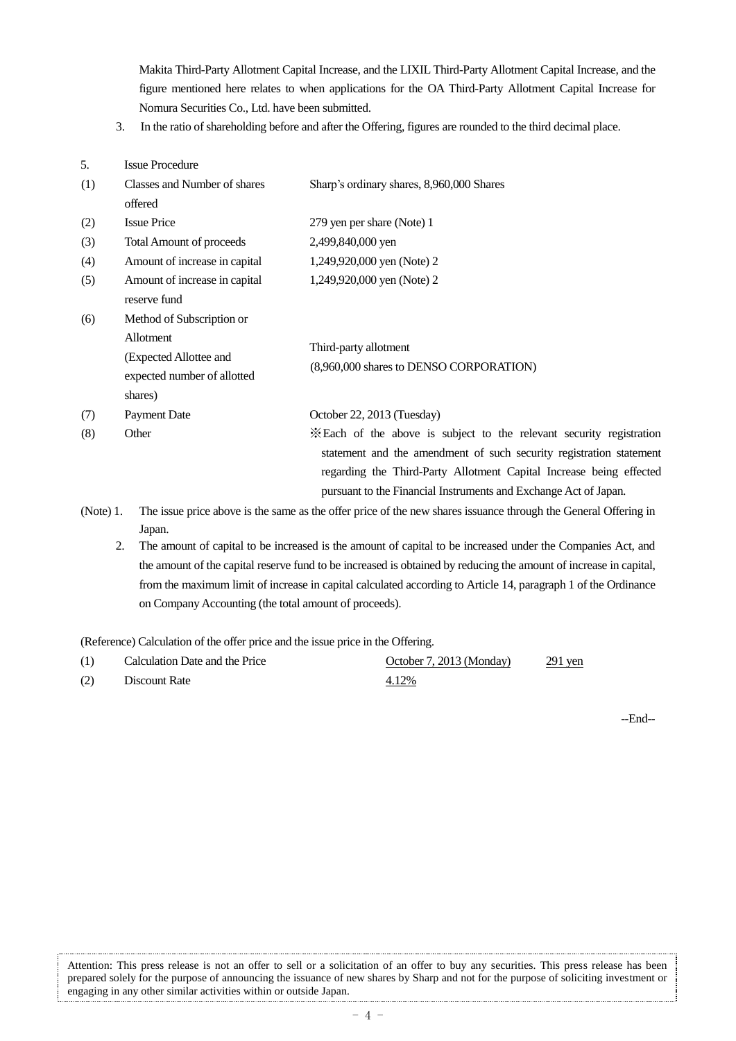Makita Third-Party Allotment Capital Increase, and the LIXIL Third-Party Allotment Capital Increase, and the figure mentioned here relates to when applications for the OA Third-Party Allotment Capital Increase for Nomura Securities Co., Ltd. have been submitted.

3. In the ratio of shareholding before and after the Offering, figures are rounded to the third decimal place.

5. Issue Procedure

| | | |
|---|---|---|
| (1) | Classes and Number of shares offered | Sharp's ordinary shares, 8,960,000 Shares |
| (2) | Issue Price | 279 yen per share (Note) 1 |
| (3) | Total Amount of proceeds | 2,499,840,000 yen |
| (4) | Amount of increase in capital | 1,249,920,000 yen (Note) 2 |
| (5) | Amount of increase in capital reserve fund | 1,249,920,000 yen (Note) 2 |
| (6) | Method of Subscription or Allotment (Expected Allottee and expected number of allotted shares) | Third-party allotment (8,960,000 shares to DENSO CORPORATION) |
| (7) | Payment Date | October 22, 2013 (Tuesday) |
| (8) | Other | ※Each of the above is subject to the relevant security registration statement and the amendment of such security registration statement regarding the Third-Party Allotment Capital Increase being effected pursuant to the Financial Instruments and Exchange Act of Japan. |

(Note) 1. The issue price above is the same as the offer price of the new shares issuance through the General Offering in Japan.

2. The amount of capital to be increased is the amount of capital to be increased under the Companies Act, and the amount of the capital reserve fund to be increased is obtained by reducing the amount of increase in capital, from the maximum limit of increase in capital calculated according to Article 14, paragraph 1 of the Ordinance on Company Accounting (the total amount of proceeds).

(Reference) Calculation of the offer price and the issue price in the Offering.

| | | | |
|---|---|---|---|
| (1) | Calculation Date and the Price | October 7, 2013 (Monday) | 291 yen |
| (2) | Discount Rate | 4.12% | |

--End--

Attention: This press release is not an offer to sell or a solicitation of an offer to buy any securities. This press release has been prepared solely for the purpose of announcing the issuance of new shares by Sharp and not for the purpose of soliciting investment or engaging in any other similar activities within or outside Japan.